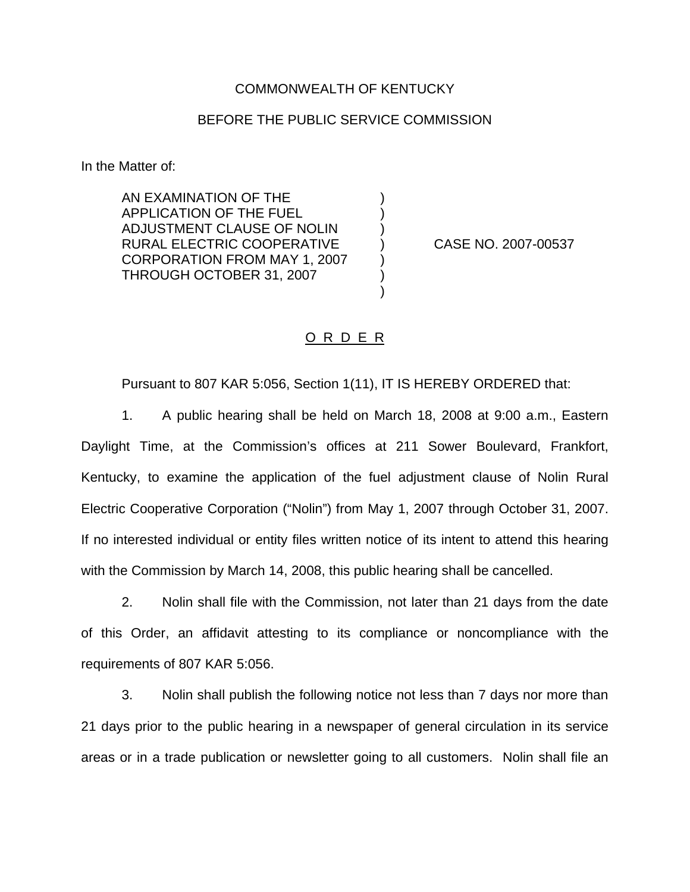COMMONWEALTH OF KENTUCKY

BEFORE THE PUBLIC SERVICE COMMISSION

In the Matter of:

AN EXAMINATION OF THE APPLICATION OF THE FUEL ADJUSTMENT CLAUSE OF NOLIN RURAL ELECTRIC COOPERATIVE CORPORATION FROM MAY 1, 2007 THROUGH OCTOBER 31, 2007 ) CASE NO. 2007-00537

O R D E R

Pursuant to 807 KAR 5:056, Section 1(11), IT IS HEREBY ORDERED that:

1. A public hearing shall be held on March 18, 2008 at 9:00 a.m., Eastern Daylight Time, at the Commission's offices at 211 Sower Boulevard, Frankfort, Kentucky, to examine the application of the fuel adjustment clause of Nolin Rural Electric Cooperative Corporation ("Nolin") from May 1, 2007 through October 31, 2007. If no interested individual or entity files written notice of its intent to attend this hearing with the Commission by March 14, 2008, this public hearing shall be cancelled.

2. Nolin shall file with the Commission, not later than 21 days from the date of this Order, an affidavit attesting to its compliance or noncompliance with the requirements of 807 KAR 5:056.

3. Nolin shall publish the following notice not less than 7 days nor more than 21 days prior to the public hearing in a newspaper of general circulation in its service areas or in a trade publication or newsletter going to all customers. Nolin shall file an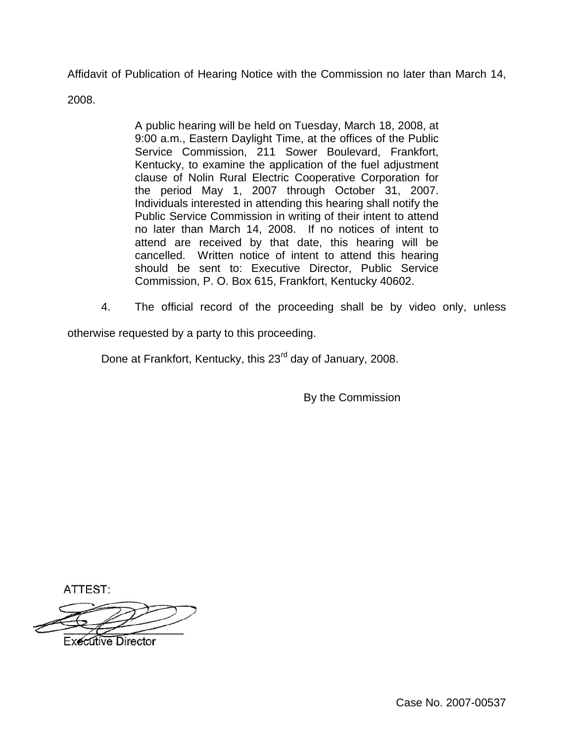Affidavit of Publication of Hearing Notice with the Commission no later than March 14, 2008.

> A public hearing will be held on Tuesday, March 18, 2008, at 9:00 a.m., Eastern Daylight Time, at the offices of the Public Service Commission, 211 Sower Boulevard, Frankfort, Kentucky, to examine the application of the fuel adjustment clause of Nolin Rural Electric Cooperative Corporation for the period May 1, 2007 through October 31, 2007. Individuals interested in attending this hearing shall notify the Public Service Commission in writing of their intent to attend no later than March 14, 2008. If no notices of intent to attend are received by that date, this hearing will be cancelled. Written notice of intent to attend this hearing should be sent to: Executive Director, Public Service Commission, P. O. Box 615, Frankfort, Kentucky 40602.

4. The official record of the proceeding shall be by video only, unless otherwise requested by a party to this proceeding.

Done at Frankfort, Kentucky, this 23rd day of January, 2008.

By the Commission

ATTEST:

Executive Director

Case No. 2007-00537